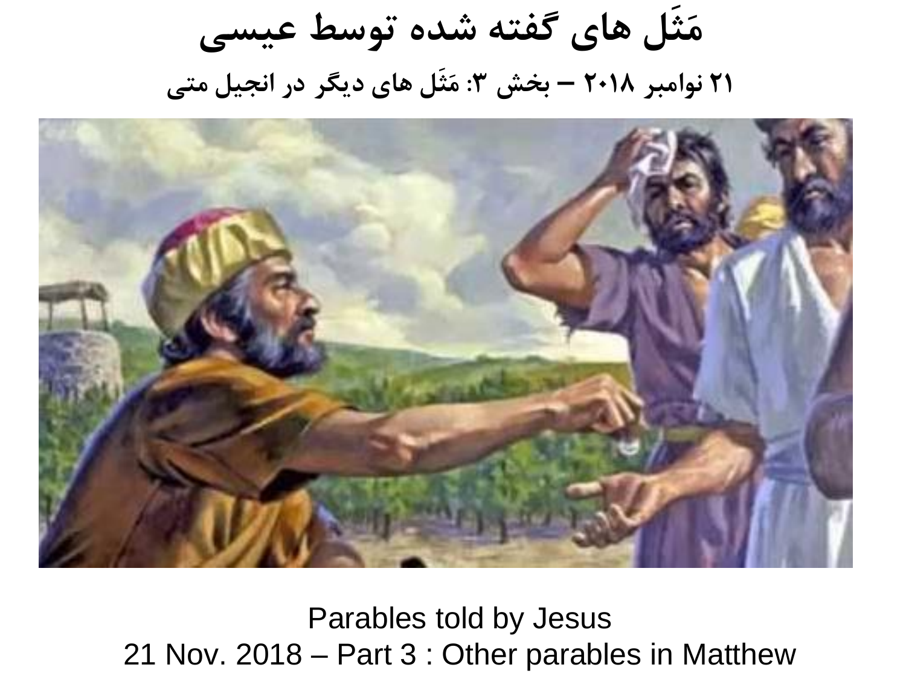# مَثَل های گفته شده توسط عیسی

**۲۱ نوامبر ۲۰۱۸ – بخش ۳: مَثَل های دیگر در انجیل متی**

Parables told by Jesus

21 Nov. 2018 – Part 3 : Other parables in Matthew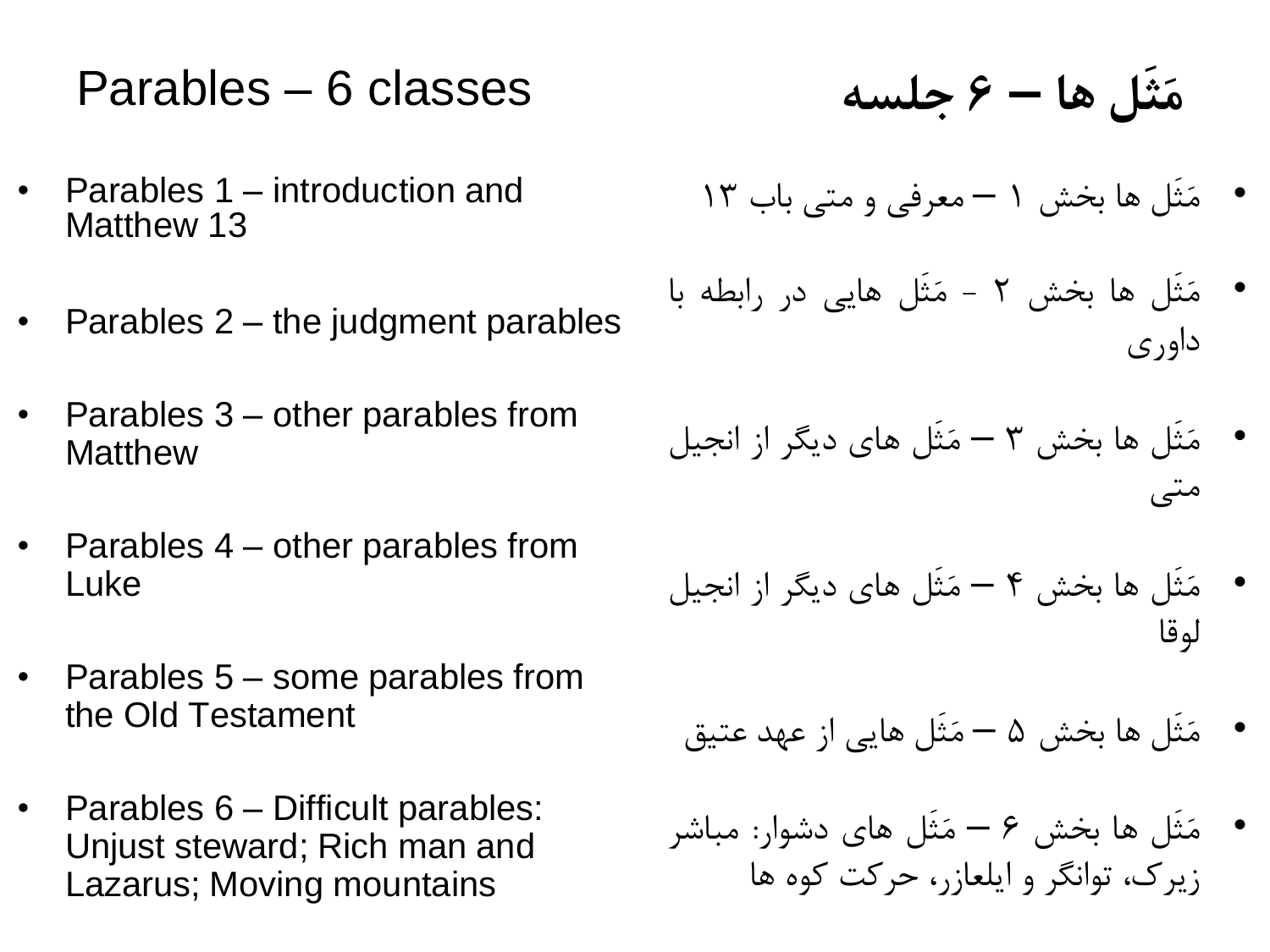## Parables – 6 classes

- Parables 1 – introduction and Matthew 13
- Parables 2 – the judgment parables
- Parables 3 – other parables from Matthew
- Parables 4 – other parables from Luke
- Parables 5 – some parables from the Old Testament
- Parables 6 – Difficult parables: Unjust steward; Rich man and Lazarus; Moving mountains

## مَثَل ها – ۶ جلسه

- مَثَل ها بخش ۱ – معرفی و متی باب ۱۳
- مَثَل ها بخش ۲ - مَثَل هایی در رابطه با داوری
- مَثَل ها بخش ۳ – مَثَل های دیگر از انجیل متی
- مَثَل ها بخش ۴ – مَثَل های دیگر از انجیل لوقا
- مَثَل ها بخش ۵ – مَثَل هایی از عهد عتیق
- مَثَل ها بخش ۶ – مَثَل های دشوار: مباشر زیرک، توانگر و ایلعازر، حرکت کوه ها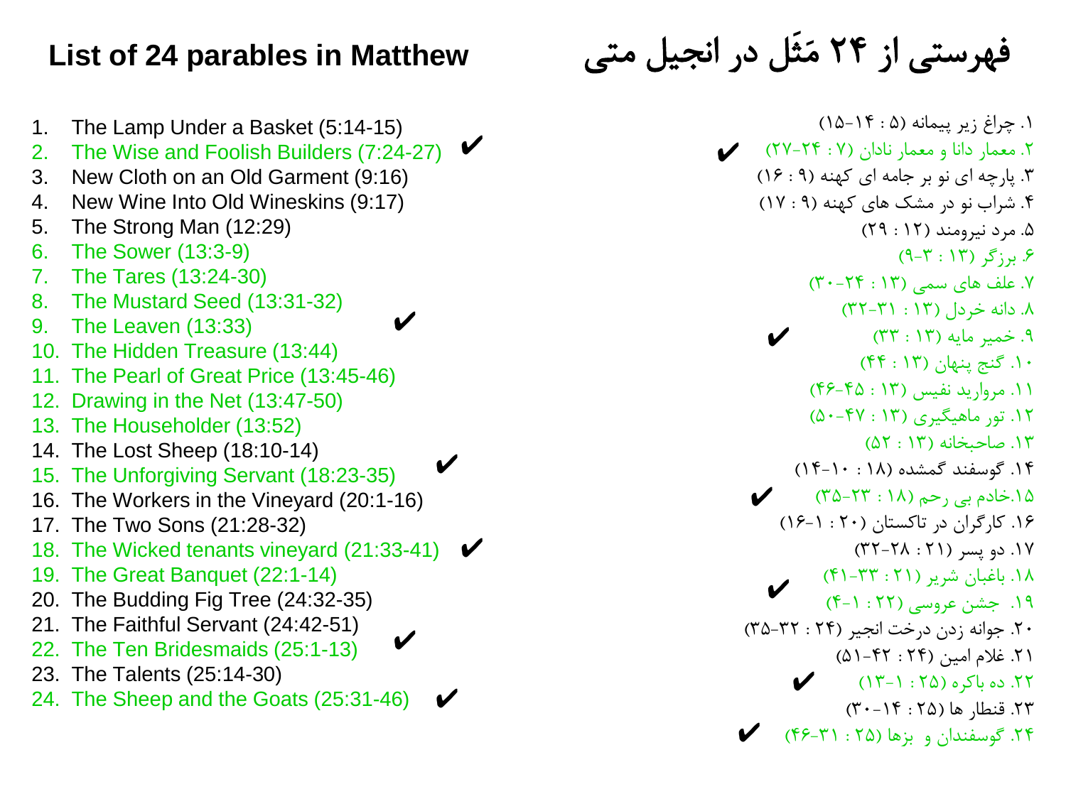## List of 24 parables in Matthew

1. The Lamp Under a Basket (5:14-15)
2. The Wise and Foolish Builders (7:24-27) ✔
3. New Cloth on an Old Garment (9:16)
4. New Wine Into Old Wineskins (9:17)
5. The Strong Man (12:29)
6. The Sower (13:3-9)
7. The Tares (13:24-30)
8. The Mustard Seed (13:31-32)
9. The Leaven (13:33) ✔
10. The Hidden Treasure (13:44)
11. The Pearl of Great Price (13:45-46)
12. Drawing in the Net (13:47-50)
13. The Householder (13:52)
14. The Lost Sheep (18:10-14)
15. The Unforgiving Servant (18:23-35) ✔
16. The Workers in the Vineyard (20:1-16)
17. The Two Sons (21:28-32)
18. The Wicked tenants vineyard (21:33-41) ✔
19. The Great Banquet (22:1-14)
20. The Budding Fig Tree (24:32-35)
21. The Faithful Servant (24:42-51)
22. The Ten Bridesmaids (25:1-13) ✔
23. The Talents (25:14-30)
24. The Sheep and the Goats (25:31-46) ✔

## فهرستی از ۲۴ مَثَل در انجیل متی

۱. چراغ زیر پیمانه (۵ : ۱۴-۱۵)

۲. معمار دانا و معمار نادان (۷ : ۲۴-۲۷) ✔

۳. پارچه ای نو بر جامه ای کهنه (۹ : ۱۶)

۴. شراب نو در مشک های کهنه (۹ : ۱۷)

۵. مرد نیرومند (۱۲ : ۲۹)

۶. برزگر (۱۳ : ۳-۹)

۷. علف های سمی (۱۳ : ۲۴-۳۰)

۸. دانه خردل (۱۳ : ۳۱-۳۲)

۹. خمیر مایه (۱۳ : ۳۳) ✔

۱۰. گنج پنهان (۱۳ : ۴۴)

۱۱. مروارید نفیس (۱۳ : ۴۵-۴۶)

۱۲. تور ماهیگیری (۱۳ : ۴۷-۵۰)

۱۳. صاحبخانه (۱۳ : ۵۲)

۱۴. گوسفند گمشده (۱۸ : ۱۰-۱۴)

۱۵.خادم بی رحم (۱۸ : ۲۳-۳۵) ✔

۱۶. کارگران در تاکستان (۲۰ : ۱-۱۶)

۱۷. دو پسر (۲۱ : ۲۸-۳۲)

۱۸. باغبان شریر (۲۱ : ۳۳-۴۱) ✔

۱۹. جشن عروسی (۲۲ : ۱-۴)

۲۰. جوانه زدن درخت انجیر (۲۴ : ۳۲-۳۵)

۲۱. غلام امین (۲۴ : ۴۲-۵۱)

۲۲. ده باکره (۲۵ : ۱-۱۳) ✔

۲۳. قنطار ها (۲۵ : ۱۴-۳۰)

۲۴. گوسفندان و بزها (۲۵ : ۳۱-۴۶) ✔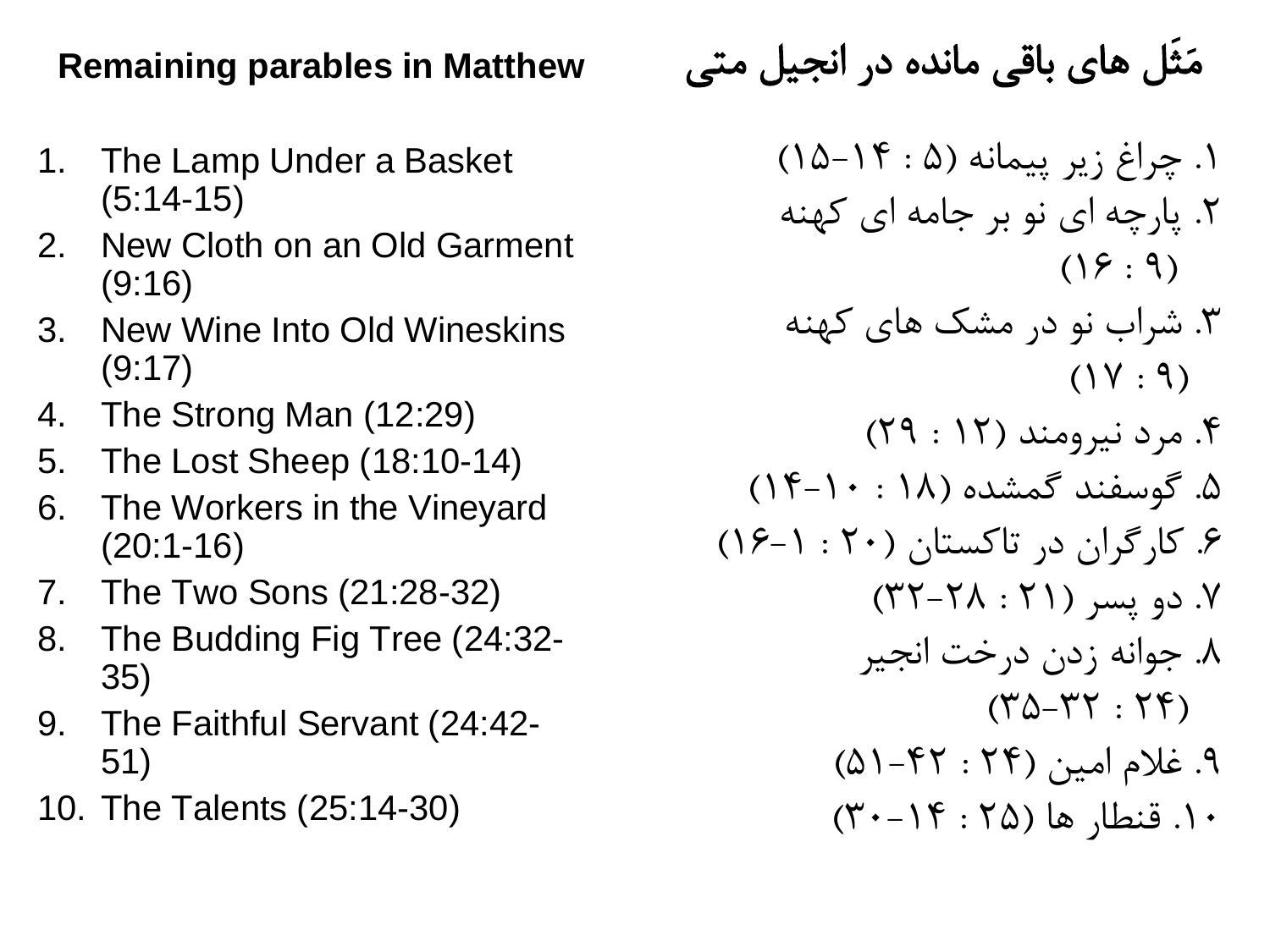## Remaining parables in Matthew

1. The Lamp Under a Basket (5:14-15)
2. New Cloth on an Old Garment (9:16)
3. New Wine Into Old Wineskins (9:17)
4. The Strong Man (12:29)
5. The Lost Sheep (18:10-14)
6. The Workers in the Vineyard (20:1-16)
7. The Two Sons (21:28-32)
8. The Budding Fig Tree (24:32-35)
9. The Faithful Servant (24:42-51)
10. The Talents (25:14-30)

## مَثَل های باقی مانده در انجیل متی

۱. چراغ زیر پیمانه (۵ : ۱۴-۱۵)
۲. پارچه ای نو بر جامه ای کهنه (۹ : ۱۶)
۳. شراب نو در مشک های کهنه (۹ : ۱۷)
۴. مرد نیرومند (۱۲ : ۲۹)
۵. گوسفند گمشده (۱۸ : ۱۰-۱۴)
۶. کارگران در تاکستان (۲۰ : ۱-۱۶)
۷. دو پسر (۲۱ : ۲۸-۳۲)
۸. جوانه زدن درخت انجیر (۲۴ : ۳۲-۳۵)
۹. غلام امین (۲۴ : ۴۲-۵۱)
۱۰. قنطار ها (۲۵ : ۱۴-۳۰)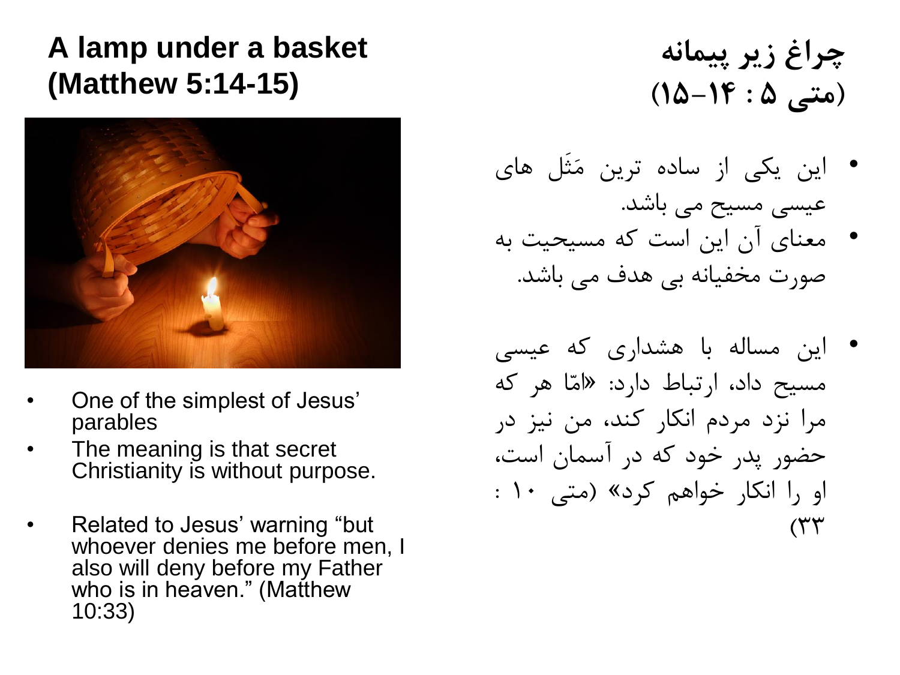## A lamp under a basket (Matthew 5:14-15)

- One of the simplest of Jesus' parables
- The meaning is that secret Christianity is without purpose.

- Related to Jesus' warning "but whoever denies me before men, I also will deny before my Father who is in heaven." (Matthew 10:33)

## چراغ زیر پیمانه (متی ۵ : ۱۴-۱۵)

- این یکی از ساده ترین مَثَل های عیسی مسیح می باشد.
- معنای آن این است که مسیحیت به صورت مخفیانه بی هدف می باشد.

- این مساله با هشداری که عیسی مسیح داد، ارتباط دارد: «امّا هر که مرا نزد مردم انکار کند، من نیز در حضور پدر خود که در آسمان است، او را انکار خواهم کرد» (متی ۱۰ : ۳۳)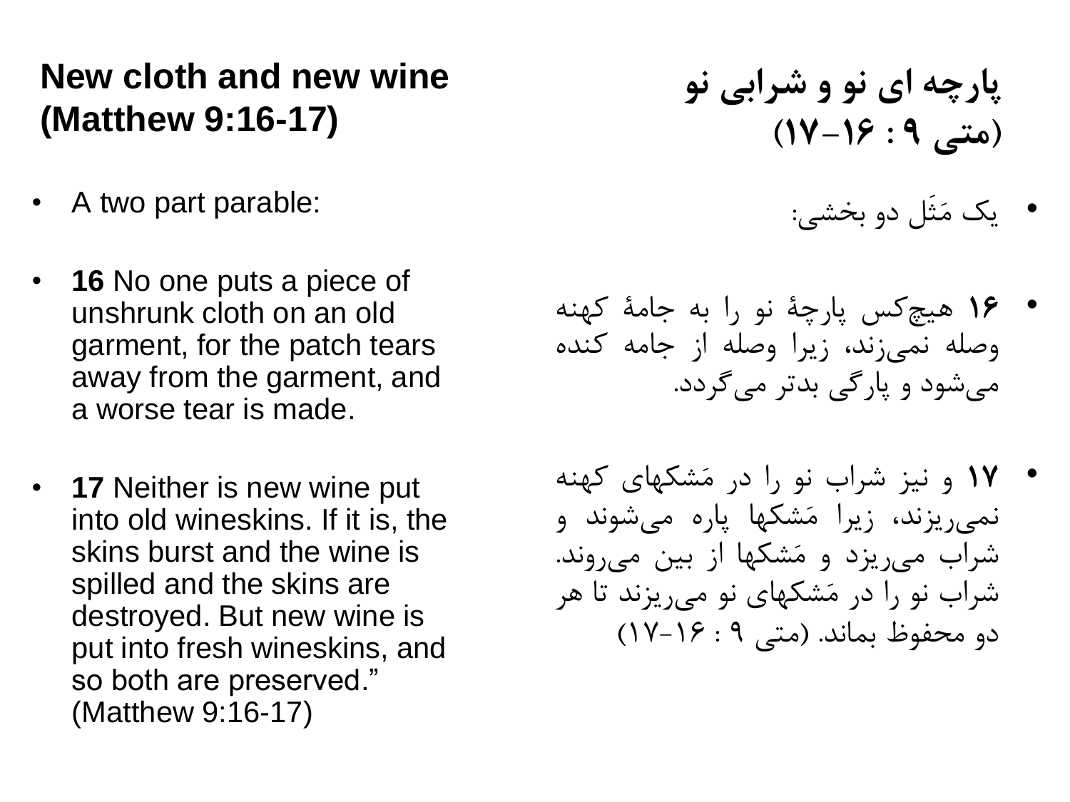## New cloth and new wine (Matthew 9:16-17)

- A two part parable:
- **16** No one puts a piece of unshrunk cloth on an old garment, for the patch tears away from the garment, and a worse tear is made.
- **17** Neither is new wine put into old wineskins. If it is, the skins burst and the wine is spilled and the skins are destroyed. But new wine is put into fresh wineskins, and so both are preserved." (Matthew 9:16-17)

## پارچه ای نو و شرابی نو (متی ۹ : ۱۶-۱۷)

- یک مَثَل دو بخشی:
- **۱۶** هیچ‌کس پارچۀ نو را به جامۀ کهنه وصله نمی‌زند، زیرا وصله از جامه کنده می‌شود و پارگی بدتر می‌گردد.
- **۱۷** و نیز شراب نو را در مَشکهای کهنه نمی‌ریزند، زیرا مَشکها پاره می‌شوند و شراب می‌ریزد و مَشکها از بین می‌روند. شراب نو را در مَشکهای نو می‌ریزند تا هر دو محفوظ بماند. (متی ۹ : ۱۶-۱۷)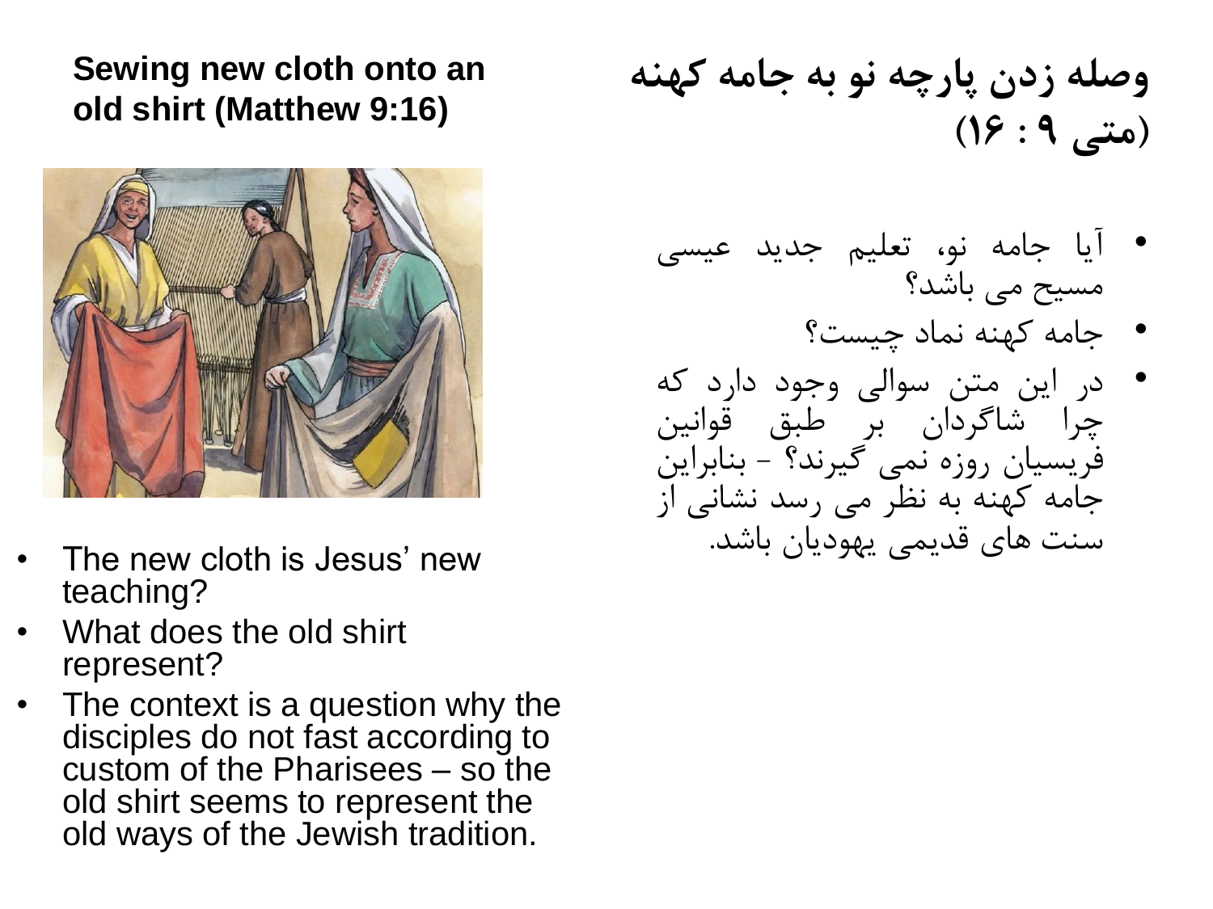**Sewing new cloth onto an old shirt (Matthew 9:16)**

- The new cloth is Jesus' new teaching?
- What does the old shirt represent?
- The context is a question why the disciples do not fast according to custom of the Pharisees – so the old shirt seems to represent the old ways of the Jewish tradition.

**وصله زدن پارچه نو به جامه کهنه (متی ۹ : ۱۶)**

- آیا جامه نو، تعلیم جدید عیسی مسیح می باشد؟
- جامه کهنه نماد چیست؟
- در این متن سوالی وجود دارد که چرا شاگردان بر طبق قوانین فریسیان روزه نمی گیرند؟ - بنابراین جامه کهنه به نظر می رسد نشانی از سنت های قدیمی یهودیان باشد.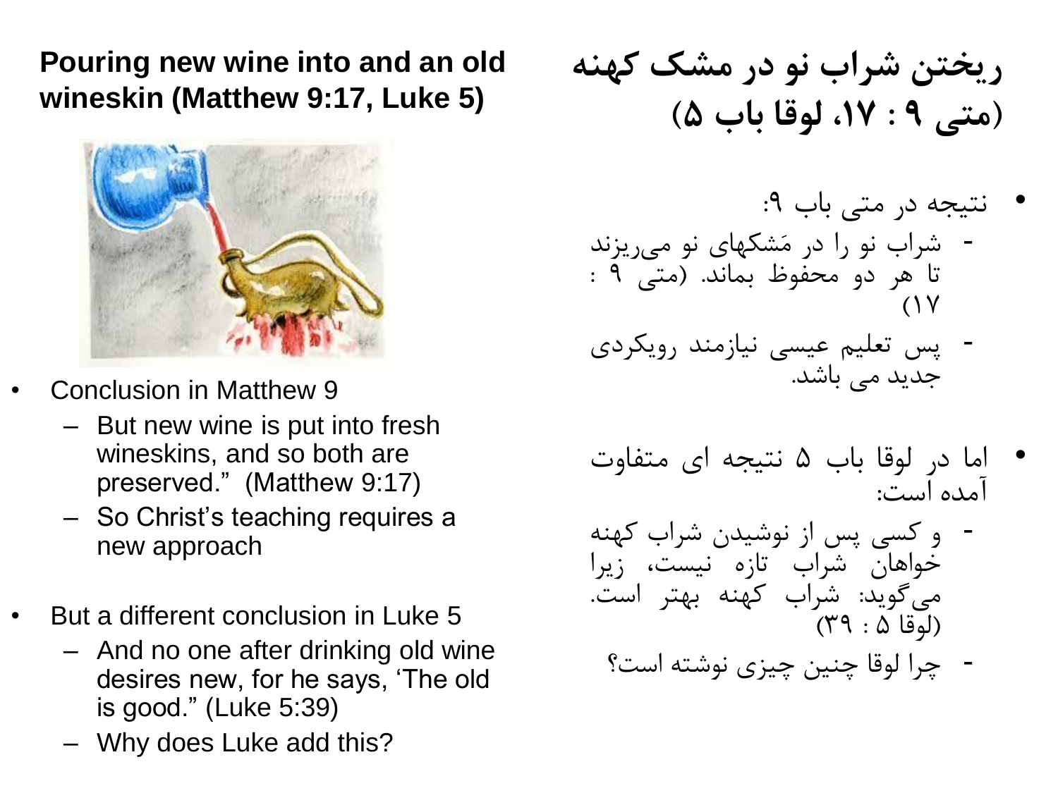**Pouring new wine into and an old wineskin (Matthew 9:17, Luke 5)**

- Conclusion in Matthew 9
  - But new wine is put into fresh wineskins, and so both are preserved.”  (Matthew 9:17)
  - So Christ’s teaching requires a new approach

- But a different conclusion in Luke 5
  - And no one after drinking old wine desires new, for he says, ‘The old is good.” (Luke 5:39)
  - Why does Luke add this?

**ریختن شراب نو در مشک کهنه (متی ۹ : ۱۷، لوقا باب ۵)**

- نتیجه در متی باب ۹:
  - شراب نو را در مَشکهای نو می‌ریزند تا هر دو محفوظ بماند. (متی ۹ : ۱۷)
  - پس تعلیم عیسی نیازمند رویکردی جدید می باشد.

- اما در لوقا باب ۵ نتیجه ای متفاوت آمده است:
  - و کسی پس از نوشیدن شراب کهنه خواهان شراب تازه نیست، زیرا می‌گوید: شراب کهنه بهتر است. (لوقا ۵ : ۳۹)
  - چرا لوقا چنین چیزی نوشته است؟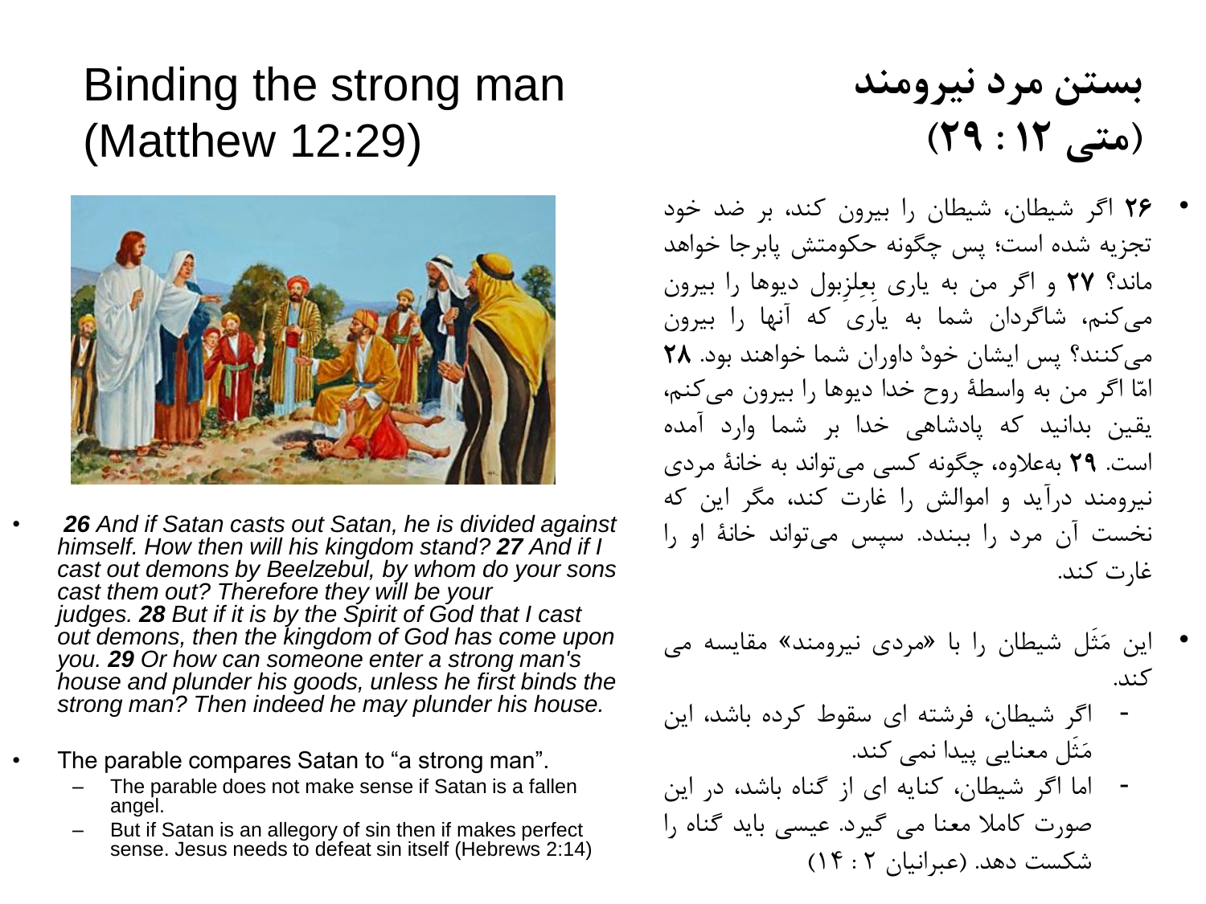# Binding the strong man (Matthew 12:29)

# بستن مرد نیرومند (متی ۱۲ : ۲۹)

- ***26*** *And if Satan casts out Satan, he is divided against himself. How then will his kingdom stand?* ***27*** *And if I cast out demons by Beelzebul, by whom do your sons cast them out? Therefore they will be your judges.* ***28*** *But if it is by the Spirit of God that I cast out demons, then the kingdom of God has come upon you.* ***29*** *Or how can someone enter a strong man's house and plunder his goods, unless he first binds the strong man? Then indeed he may plunder his house.*

- The parable compares Satan to "a strong man".
  - The parable does not make sense if Satan is a fallen angel.
  - But if Satan is an allegory of sin then if makes perfect sense. Jesus needs to defeat sin itself (Hebrews 2:14)

- **۲۶** اگر شیطان، شیطان را بیرون کند، بر ضد خود تجزیه شده است؛ پس چگونه حکومتش پابرجا خواهد ماند؟ **۲۷** و اگر من به یاری بِعِلزِبول دیوها را بیرون می‌کنم، شاگردان شما به یاریِ که آنها را بیرون می‌کنند؟ پس ایشان خودْ داوران شما خواهند بود. **۲۸** امّا اگر من به واسطهٔ روح خدا دیوها را بیرون می‌کنم، یقین بدانید که پادشاهی خدا بر شما وارد آمده است. **۲۹** به‌علاوه، چگونه کسی می‌تواند به خانهٔ مردی نیرومند درآید و اموالش را غارت کند، مگر این که نخست آن مرد را ببندد. سپس می‌تواند خانهٔ او را غارت کند.

- این مَثَل شیطان را با «مردی نیرومند» مقایسه می کند.
  - اگر شیطان، فرشته ای سقوط کرده باشد، این مَثَل معنایی پیدا نمی کند.
  - اما اگر شیطان، کنایه ای از گناه باشد، در این صورت کاملا معنا می گیرد. عیسی باید گناه را شکست دهد. (عبرانیان ۲ : ۱۴)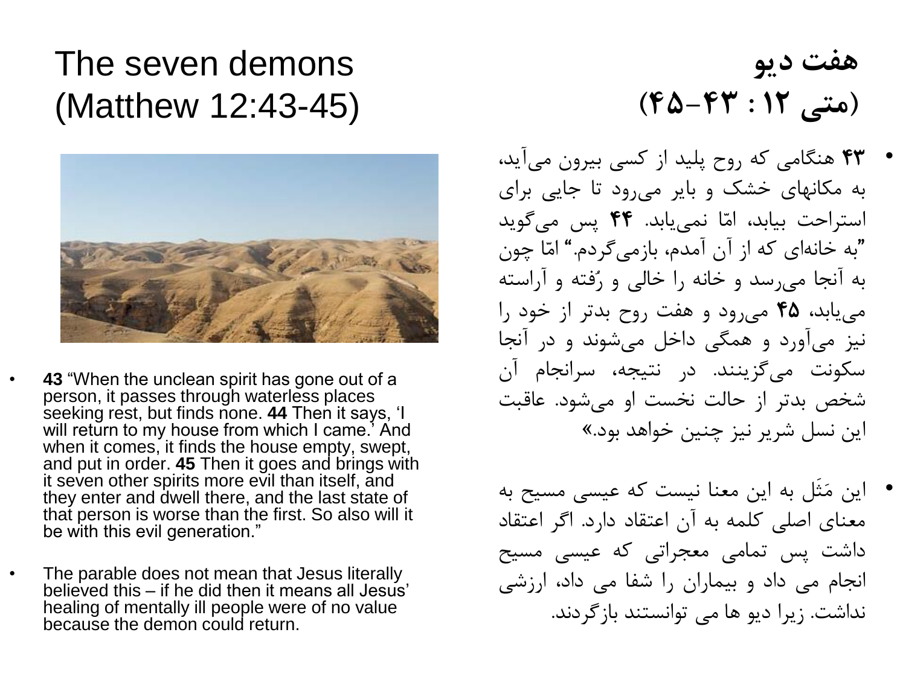# The seven demons (Matthew 12:43-45)

- **43** “When the unclean spirit has gone out of a person, it passes through waterless places seeking rest, but finds none. **44** Then it says, ‘I will return to my house from which I came.’ And when it comes, it finds the house empty, swept, and put in order. **45** Then it goes and brings with it seven other spirits more evil than itself, and they enter and dwell there, and the last state of that person is worse than the first. So also will it be with this evil generation.”

- The parable does not mean that Jesus literally believed this – if he did then it means all Jesus’ healing of mentally ill people were of no value because the demon could return.

# هفت دیو (متی ۱۲ : ۴۳-۴۵)

- **۴۳** هنگامی که روح پلید از کسی بیرون می‌آید، به مکانهای خشک و بایر می‌رود تا جایی برای استراحت بیابد، امّا نمی‌یابد. **۴۴** پس می‌گوید ”به خانه‌ای که از آن آمدم، بازمی‌گردم.“ امّا چون به آنجا می‌رسد و خانه را خالی و رُفته و آراسته می‌یابد، **۴۵** می‌رود و هفت روح بدتر از خود را نیز می‌آورد و همگی داخل می‌شوند و در آنجا سکونت می‌گزینند. در نتیجه، سرانجام آن شخص بدتر از حالت نخست او می‌شود. عاقبت این نسل شریر نیز چنین خواهد بود.»

- این مَثَل به این معنا نیست که عیسی مسیح به معنای اصلی کلمه به آن اعتقاد دارد. اگر اعتقاد داشت پس تمامی معجراتی که عیسی مسیح انجام می داد و بیماران را شفا می داد، ارزشی نداشت. زیرا دیو ها می توانستند بازگردند.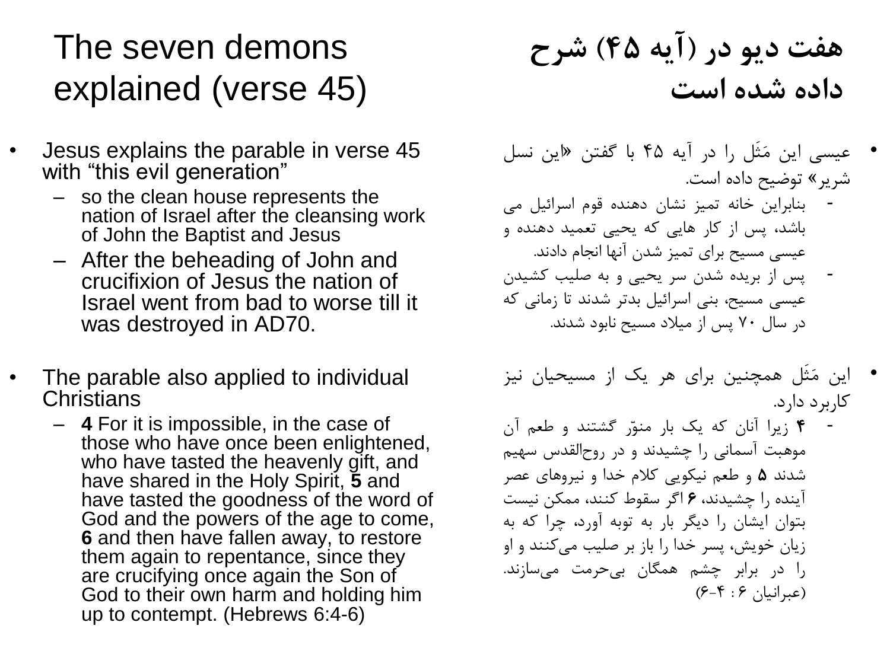# The seven demons explained (verse 45)

# هفت دیو در (آیه ۴۵) شرح داده شده است

- Jesus explains the parable in verse 45 with “this evil generation”
  - so the clean house represents the nation of Israel after the cleansing work of John the Baptist and Jesus
  - After the beheading of John and crucifixion of Jesus the nation of Israel went from bad to worse till it was destroyed in AD70.

- The parable also applied to individual Christians
  - **4** For it is impossible, in the case of those who have once been enlightened, who have tasted the heavenly gift, and have shared in the Holy Spirit, **5** and have tasted the goodness of the word of God and the powers of the age to come, **6** and then have fallen away, to restore them again to repentance, since they are crucifying once again the Son of God to their own harm and holding him up to contempt. (Hebrews 6:4-6)

- عیسی این مَثَل را در آیه ۴۵ با گفتن «این نسل شریر» توضیح داده است.
  - بنابراین خانه تمیز نشان دهنده قوم اسرائیل می باشد، پس از کار هایی که یحیی تعمید دهنده و عیسی مسیح برای تمیز شدن آنها انجام دادند.
  - پس از بریده شدن سر یحیی و به صلیب کشیدن عیسی مسیح، بنی اسرائیل بدتر شدند تا زمانی که در سال ۷۰ پس از میلاد مسیح نابود شدند.

- این مَثَل همچنین برای هر یک از مسیحیان نیز کاربرد دارد.
  - **۴** زیرا آنان که یک بار منوّر گشتند و طعم آن موهبت آسمانی را چشیدند و در روح‌القدس سهیم شدند **۵** و طعم نیکویی کلام خدا و نیروهای عصر آینده را چشیدند، **۶** اگر سقوط کنند، ممکن نیست بتوان ایشان را دیگر بار به توبه آورد، چرا که به زیان خویش، پسر خدا را باز بر صلیب می‌کنند و او را در برابر چشم همگان بی‌حرمت می‌سازند. (عبرانیان ۶ : ۴-۶)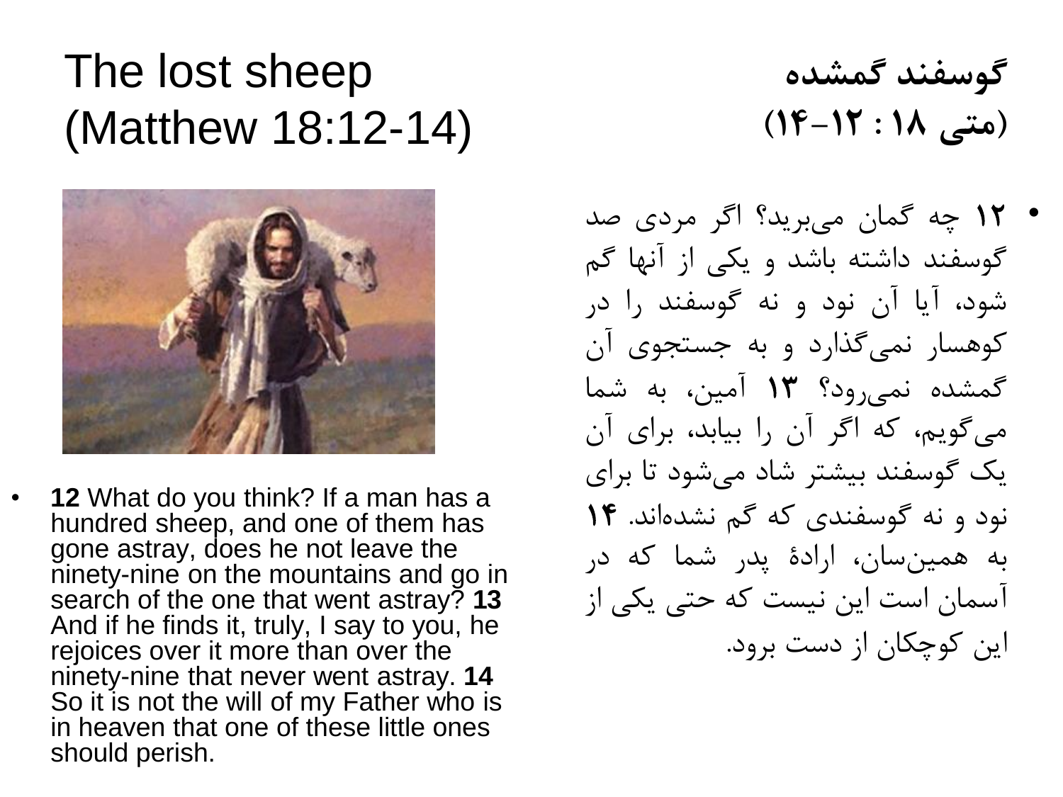# The lost sheep (Matthew 18:12-14)

# گوسفند گمشده (متی ۱۸ : ۱۲–۱۴)

- **12** What do you think? If a man has a hundred sheep, and one of them has gone astray, does he not leave the ninety-nine on the mountains and go in search of the one that went astray? **13** And if he finds it, truly, I say to you, he rejoices over it more than over the ninety-nine that never went astray. **14** So it is not the will of my Father who is in heaven that one of these little ones should perish.

- **۱۲** چه گمان می‌برید؟ اگر مردی صد گوسفند داشته باشد و یکی از آنها گم شود، آیا آن نود و نه گوسفند را در کوهسار نمی‌گذارد و به جستجوی آن گمشده نمی‌رود؟ **۱۳** آمین، به شما می‌گویم، که اگر آن را بیابد، برای آن یک گوسفند بیشتر شاد می‌شود تا برای نود و نه گوسفندی که گم نشده‌اند. **۱۴** به همین‌سان، ارادهٔ پدر شما که در آسمان است این نیست که حتی یکی از این کوچکان از دست برود.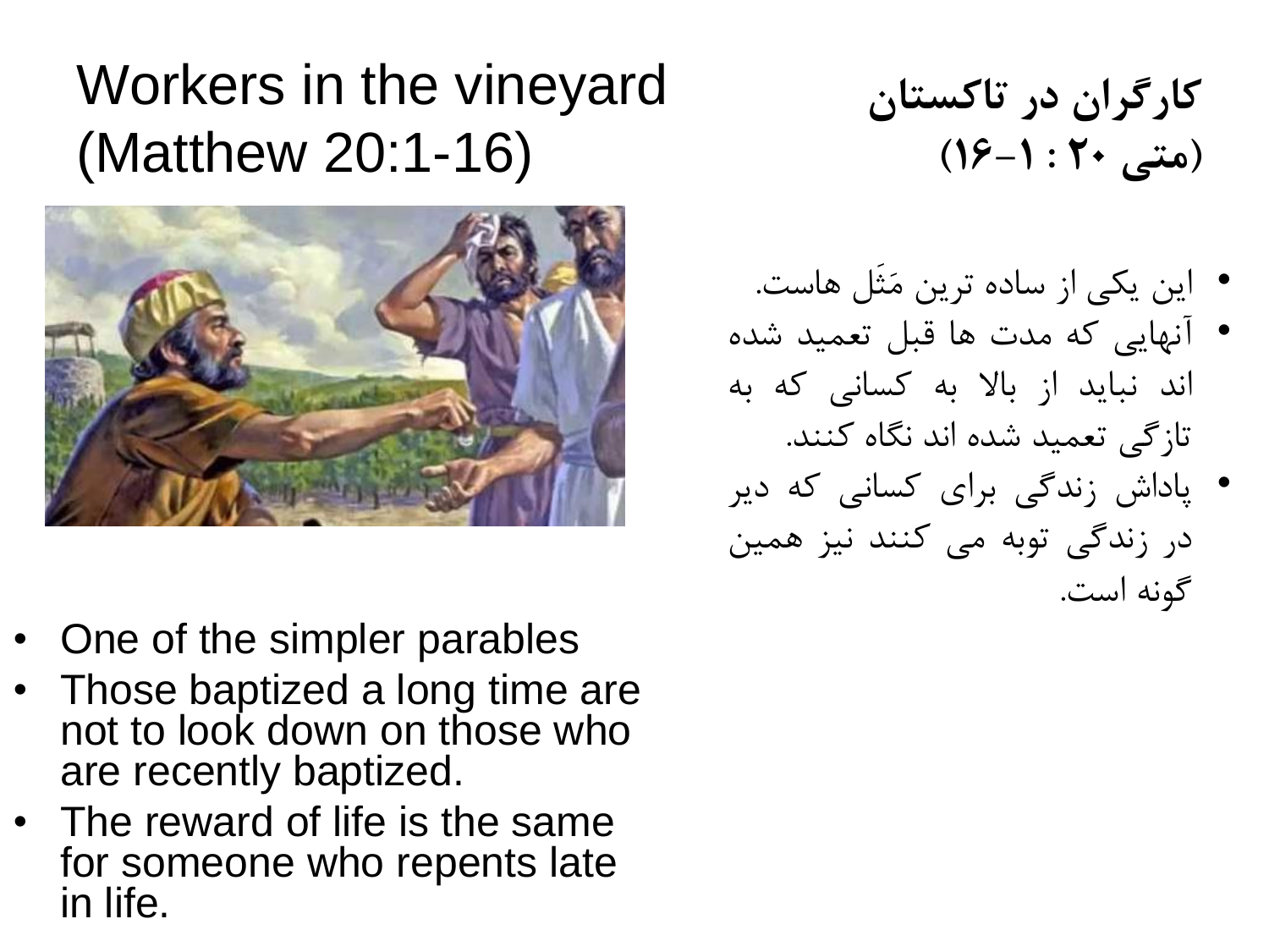# Workers in the vineyard (Matthew 20:1-16)

# کارگران در تاکستان (متی ۲۰ : ۱-۱۶)

- این یکی از ساده ترین مَثَل هاست.
- آنهایی که مدت ها قبل تعمید شده اند نباید از بالا به کسانی که به تازگی تعمید شده اند نگاه کنند.
- پاداش زندگی برای کسانی که دیر در زندگی توبه می کنند نیز همین گونه است.

- One of the simpler parables
- Those baptized a long time are not to look down on those who are recently baptized.
- The reward of life is the same for someone who repents late in life.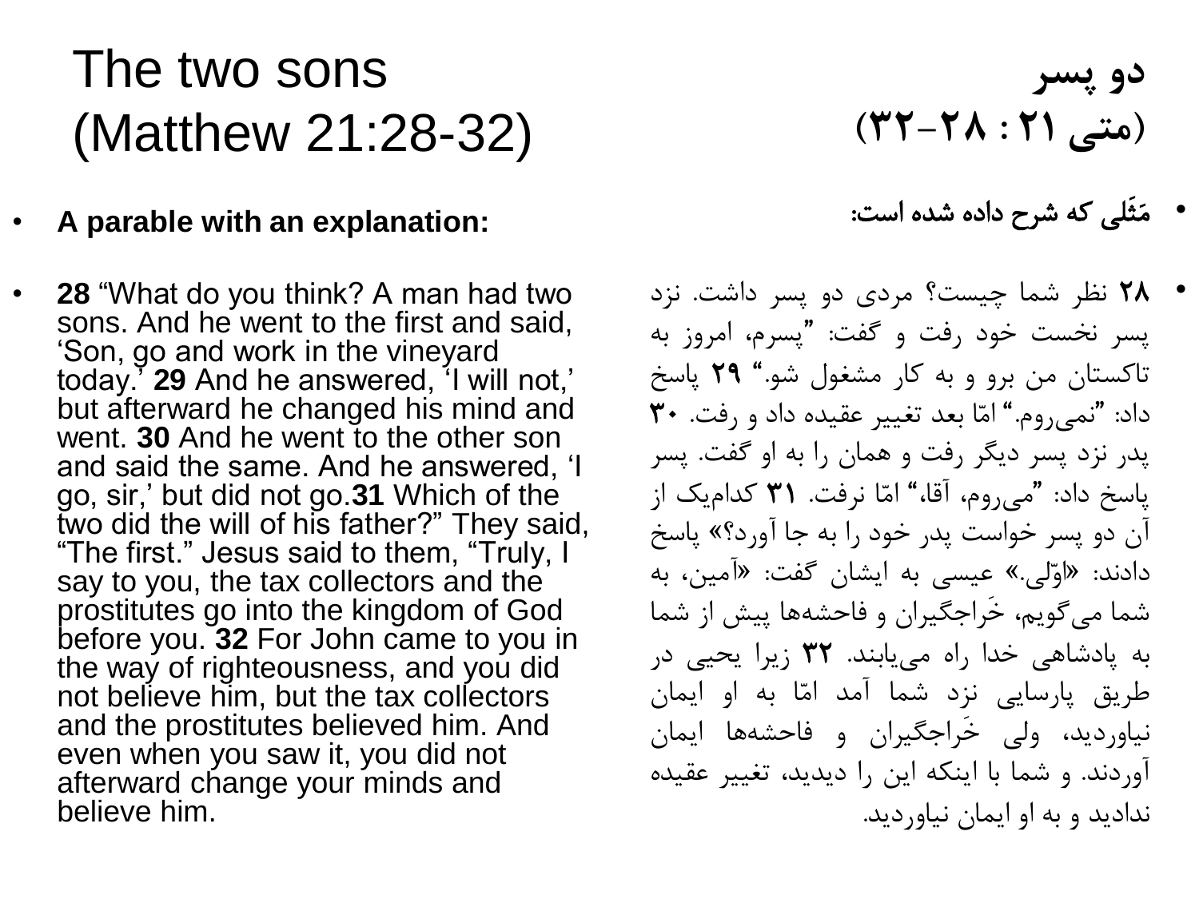# The two sons (Matthew 21:28-32)

- **A parable with an explanation:**
- **28** “What do you think? A man had two sons. And he went to the first and said, ‘Son, go and work in the vineyard today.’ **29** And he answered, ‘I will not,’ but afterward he changed his mind and went. **30** And he went to the other son and said the same. And he answered, ‘I go, sir,’ but did not go.**31** Which of the two did the will of his father?” They said, “The first.” Jesus said to them, “Truly, I say to you, the tax collectors and the prostitutes go into the kingdom of God before you. **32** For John came to you in the way of righteousness, and you did not believe him, but the tax collectors and the prostitutes believed him. And even when you saw it, you did not afterward change your minds and believe him.

# دو پسر (متی ۲۱ : ۲۸-۳۲)

- **مَثَلی که شرح داده شده است:**
- **۲۸** نظر شما چیست؟ مردی دو پسر داشت. نزد پسر نخست خود رفت و گفت: ”پسرم، امروز به تاکستان من برو و به کار مشغول شو.“ **۲۹** پاسخ داد: ”نمی‌روم.“ امّا بعد تغییر عقیده داد و رفت. **۳۰** پدر نزد پسر دیگر رفت و همان را به او گفت. پسر پاسخ داد: ”می‌روم، آقا،“ امّا نرفت. **۳۱** کدام‌یک از آن دو پسر خواست پدر خود را به جا آورد؟» پاسخ دادند: «اوّلی.» عیسی به ایشان گفت: «آمین، به شما می‌گویم، خَراجگیران و فاحشه‌ها پیش از شما به پادشاهی خدا راه می‌یابند. **۳۲** زیرا یحیی در طریق پارسایی نزد شما آمد امّا به او ایمان نیاوردید، ولی خَراجگیران و فاحشه‌ها ایمان آوردند. و شما با اینکه این را دیدید، تغییر عقیده ندادید و به او ایمان نیاوردید.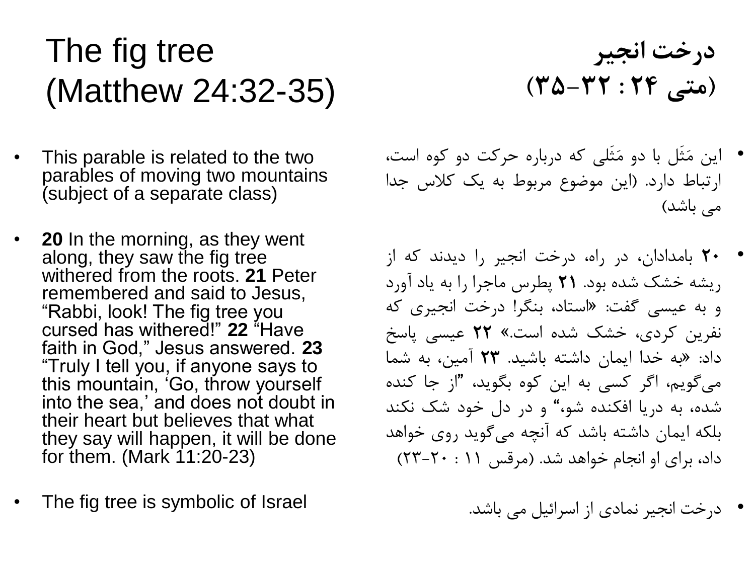# The fig tree (Matthew 24:32-35)

- This parable is related to the two parables of moving two mountains (subject of a separate class)

- **20** In the morning, as they went along, they saw the fig tree withered from the roots. **21** Peter remembered and said to Jesus, “Rabbi, look! The fig tree you cursed has withered!” **22** “Have faith in God,” Jesus answered. **23** “Truly I tell you, if anyone says to this mountain, ‘Go, throw yourself into the sea,’ and does not doubt in their heart but believes that what they say will happen, it will be done for them. (Mark 11:20-23)

- The fig tree is symbolic of Israel

# درخت انجیر (متی ۲۴ : ۳۲-۳۵)

- این مَثَل با دو مَثَلی که درباره حرکت دو کوه است، ارتباط دارد. (این موضوع مربوط به یک کلاس جدا می باشد)

- **۲۰** بامدادان، در راه، درخت انجیر را دیدند که از ریشه خشک شده بود. **۲۱** پطرس ماجرا را به یاد آورد و به عیسی گفت: «استاد، بنگر! درخت انجیری که نفرین کردی، خشک شده است.» **۲۲** عیسی پاسخ داد: «به خدا ایمان داشته باشید. **۲۳** آمین، به شما می‌گویم، اگر کسی به این کوه بگوید، ”از جا کنده شده، به دریا افکنده شو،“ و در دل خود شک نکند بلکه ایمان داشته باشد که آنچه می‌گوید روی خواهد داد، برای او انجام خواهد شد. (مرقس ۱۱ : ۲۰-۲۳)

- درخت انجیر نمادی از اسرائیل می باشد.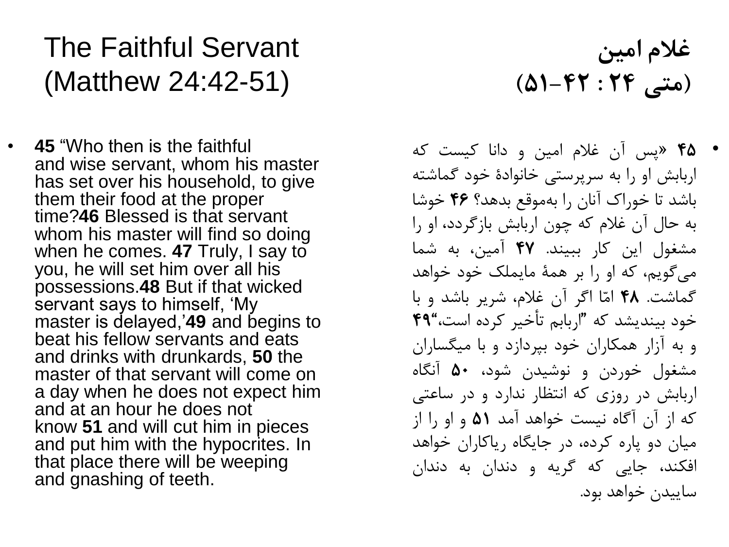# The Faithful Servant (Matthew 24:42-51)

- **45** “Who then is the faithful and wise servant, whom his master has set over his household, to give them their food at the proper time?**46** Blessed is that servant whom his master will find so doing when he comes. **47** Truly, I say to you, he will set him over all his possessions.**48** But if that wicked servant says to himself, ‘My master is delayed,’**49** and begins to beat his fellow servants and eats and drinks with drunkards, **50** the master of that servant will come on a day when he does not expect him and at an hour he does not know **51** and will cut him in pieces and put him with the hypocrites. In that place there will be weeping and gnashing of teeth.

# غلام امین (متی ۲۴ : ۴۲–۵۱)

- **۴۵** «پس آن غلام امین و دانا کیست که اربابش او را به سرپرستی خانوادهٔ خود گماشته باشد تا خوراک آنان را به‌موقع بدهد؟ **۴۶** خوشا به حال آن غلام که چون اربابش بازگردد، او را مشغول این کار ببیند. **۴۷** آمین، به شما می‌گویم، که او را بر همهٔ مایملک خود خواهد گماشت. **۴۸** امّا اگر آن غلام، شریر باشد و با خود بیندیشد که ”اربابم تأخیر کرده است،“ **۴۹** و به آزار همکاران خود بپردازد و با میگساران مشغول خوردن و نوشیدن شود، **۵۰** آنگاه اربابش در روزی که انتظار ندارد و در ساعتی که از آن آگاه نیست خواهد آمد **۵۱** و او را از میان دو پاره کرده، در جایگاه ریاکاران خواهد افکند، جایی که گریه و دندان به دندان ساییدن خواهد بود.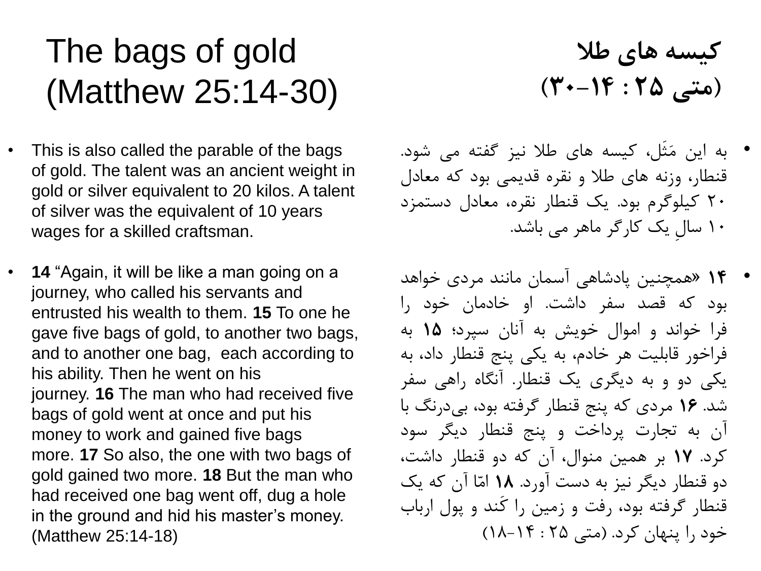# The bags of gold (Matthew 25:14-30)

# کیسه های طلا (متی ۲۵ : ۱۴–۳۰)

- This is also called the parable of the bags of gold. The talent was an ancient weight in gold or silver equivalent to 20 kilos. A talent of silver was the equivalent of 10 years wages for a skilled craftsman.

- **14** “Again, it will be like a man going on a journey, who called his servants and entrusted his wealth to them. **15** To one he gave five bags of gold, to another two bags, and to another one bag, each according to his ability. Then he went on his journey. **16** The man who had received five bags of gold went at once and put his money to work and gained five bags more. **17** So also, the one with two bags of gold gained two more. **18** But the man who had received one bag went off, dug a hole in the ground and hid his master’s money. (Matthew 25:14-18)

- به این مَثَل، کیسه های طلا نیز گفته می شود. قنطار، وزنه های طلا و نقره قدیمی بود که معادل ۲۰ کیلوگرم بود. یک قنطار نقره، معادل دستمزد ۱۰ سالِ یک کارگر ماهر می باشد.

- **۱۴** «همچنین پادشاهی آسمان مانند مردی خواهد بود که قصد سفر داشت. او خادمان خود را فرا خواند و اموال خویش به آنان سپرد؛ **۱۵** به فراخور قابلیت هر خادم، به یکی پنج قنطار داد، به یکی دو و به دیگری یک قنطار. آنگاه راهی سفر شد. **۱۶** مردی که پنج قنطار گرفته بود، بی‌درنگ با آن به تجارت پرداخت و پنج قنطار دیگر سود کرد. **۱۷** بر همین منوال، آن که دو قنطار داشت، دو قنطار دیگر نیز به دست آورد. **۱۸** امّا آن که یک قنطار گرفته بود، رفت و زمین را کَند و پول ارباب خود را پنهان کرد. (متی ۲۵ : ۱۴-۱۸)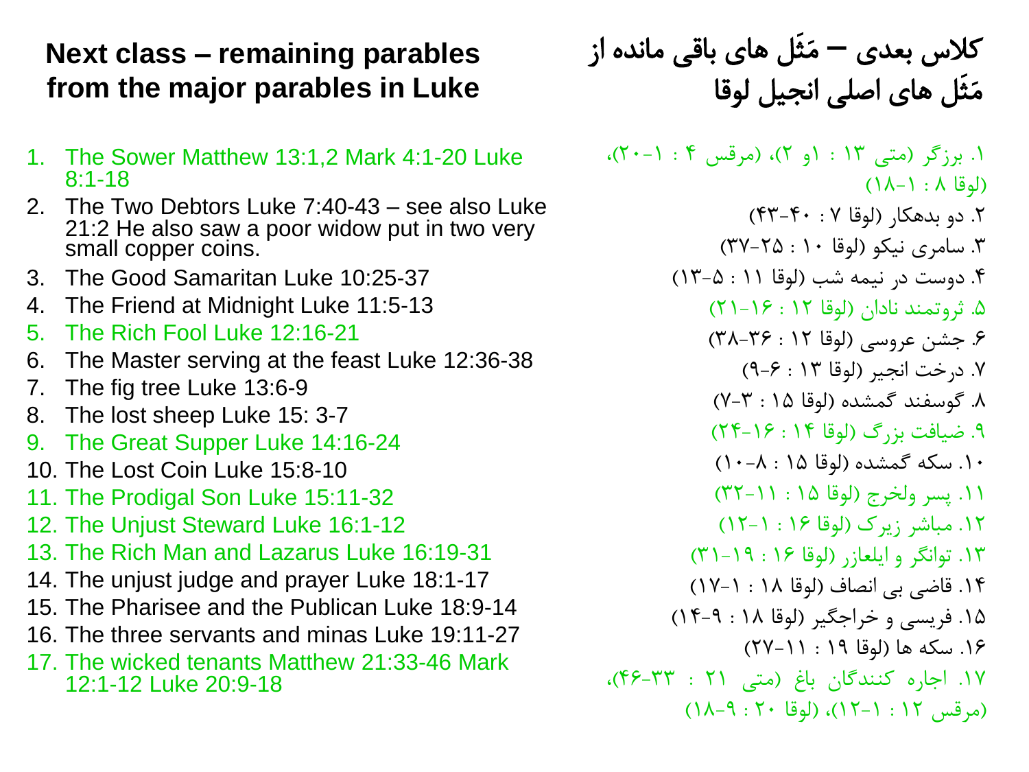## Next class – remaining parables from the major parables in Luke

1. The Sower Matthew 13:1,2 Mark 4:1-20 Luke 8:1-18
2. The Two Debtors Luke 7:40-43 – see also Luke 21:2 He also saw a poor widow put in two very small copper coins.
3. The Good Samaritan Luke 10:25-37
4. The Friend at Midnight Luke 11:5-13
5. The Rich Fool Luke 12:16-21
6. The Master serving at the feast Luke 12:36-38
7. The fig tree Luke 13:6-9
8. The lost sheep Luke 15: 3-7
9. The Great Supper Luke 14:16-24
10. The Lost Coin Luke 15:8-10
11. The Prodigal Son Luke 15:11-32
12. The Unjust Steward Luke 16:1-12
13. The Rich Man and Lazarus Luke 16:19-31
14. The unjust judge and prayer Luke 18:1-17
15. The Pharisee and the Publican Luke 18:9-14
16. The three servants and minas Luke 19:11-27
17. The wicked tenants Matthew 21:33-46 Mark 12:1-12 Luke 20:9-18

## کلاس بعدی – مَثَل های باقی مانده از مَثَل های اصلی انجیل لوقا

۱. برزگر (متی ۱۳ : ۱و ۲)، (مرقس ۴ : ۱-۲۰)، (لوقا ۸ : ۱-۱۸)

۲. دو بدهکار (لوقا ۷ : ۴۰-۴۳)

۳. سامری نیکو (لوقا ۱۰ : ۲۵-۳۷)

۴. دوست در نیمه شب (لوقا ۱۱ : ۵-۱۳)

۵. ثروتمند نادان (لوقا ۱۲ : ۱۶-۲۱)

۶. جشن عروسی (لوقا ۱۲ : ۳۶-۳۸)

۷. درخت انجیر (لوقا ۱۳ : ۶-۹)

۸. گوسفند گمشده (لوقا ۱۵ : ۳-۷)

۹. ضیافت بزرگ (لوقا ۱۴ : ۱۶-۲۴)

۱۰. سکه گمشده (لوقا ۱۵ : ۸-۱۰)

۱۱. پسر ولخرج (لوقا ۱۵ : ۱۱-۳۲)

۱۲. مباشر زیرک (لوقا ۱۶ : ۱-۱۲)

۱۳. توانگر و ایلعازر (لوقا ۱۶ : ۱۹-۳۱)

۱۴. قاضی بی انصاف (لوقا ۱۸ : ۱-۱۷)

۱۵. فریسی و خراجگیر (لوقا ۱۸ : ۹-۱۴)

۱۶. سکه ها (لوقا ۱۹ : ۱۱-۲۷)

۱۷. اجاره کنندگان باغ (متی ۲۱ : ۳۳-۴۶)، (مرقس ۱۲ : ۱-۱۲)، (لوقا ۲۰ : ۹-۱۸)